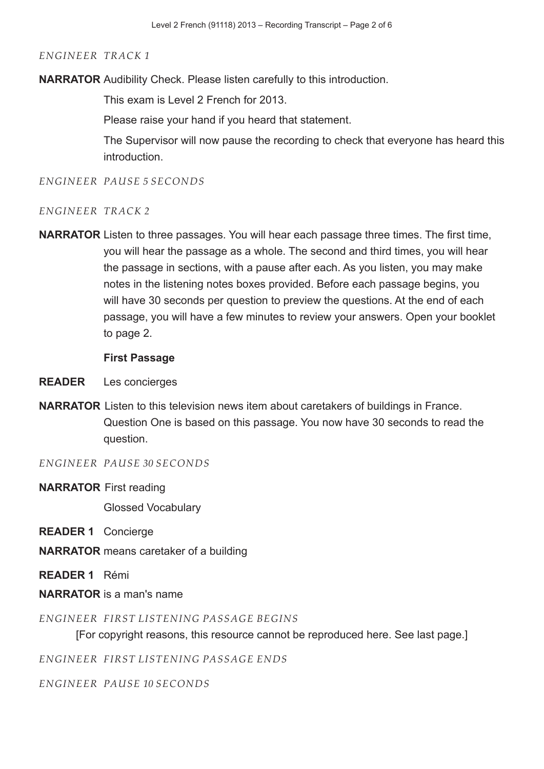*ENGINEER TRACK 1*

**NARRATOR** Audibility Check. Please listen carefully to this introduction.

This exam is Level 2 French for 2013.

Please raise your hand if you heard that statement.

The Supervisor will now pause the recording to check that everyone has heard this introduction.

*ENGINEER PAUSE 5 SECONDS*

*ENGINEER TRACK 2*

**NARRATOR** Listen to three passages. You will hear each passage three times. The first time, you will hear the passage as a whole. The second and third times, you will hear the passage in sections, with a pause after each. As you listen, you may make notes in the listening notes boxes provided. Before each passage begins, you will have 30 seconds per question to preview the questions. At the end of each passage, you will have a few minutes to review your answers. Open your booklet to page 2.

**First Passage**

**READER** Les concierges

**NARRATOR** Listen to this television news item about caretakers of buildings in France. Question One is based on this passage. You now have 30 seconds to read the question.

*ENGINEER PAUSE 30 SECONDS*

**NARRATOR** First reading

Glossed Vocabulary

**READER 1** Concierge

**NARRATOR** means caretaker of a building

**READER 1** Rémi

**NARRATOR** is a man's name

*ENGINEER FIRST LISTENING PASSAGE BEGINS*

[For copyright reasons, this resource cannot be reproduced here. See last page.]

*ENGINEER FIRST LISTENING PASSAGE ENDS*

*ENGINEER PAUSE 10 SECONDS*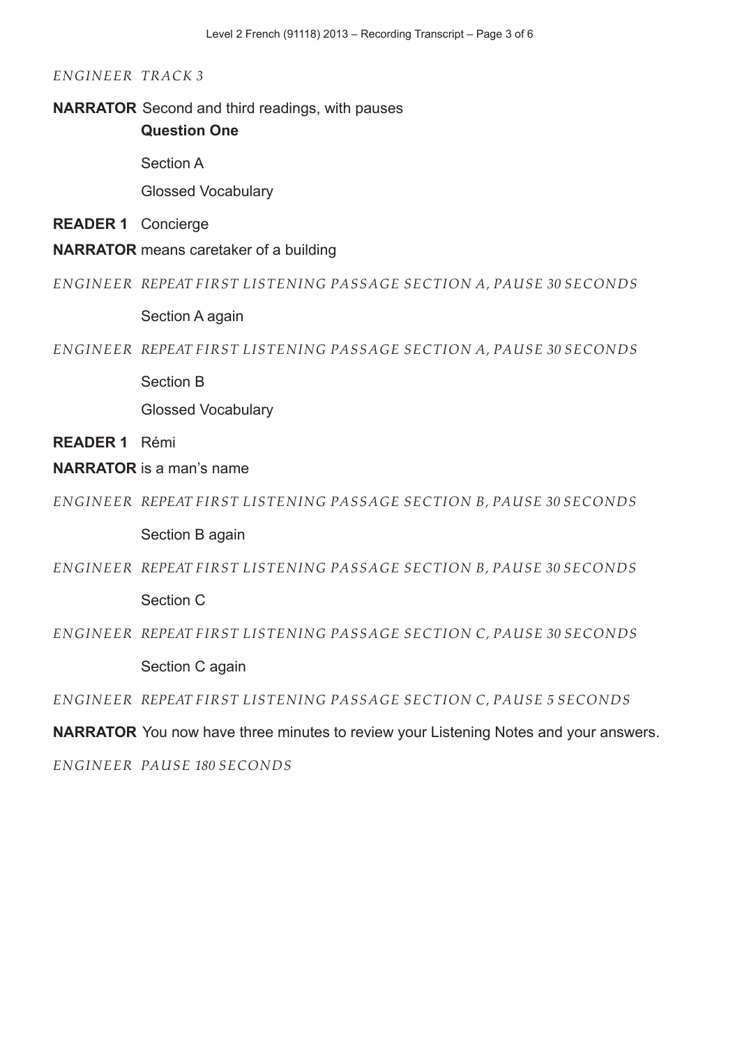*ENGINEER TRACK 3*

**NARRATOR** Second and third readings, with pauses

**Question One**

Section A

Glossed Vocabulary

**READER 1** Concierge

**NARRATOR** means caretaker of a building

*ENGINEER REPEAT FIRST LISTENING PASSAGE SECTION A, PAUSE 30 SECONDS*

Section A again

*ENGINEER REPEAT FIRST LISTENING PASSAGE SECTION A, PAUSE 30 SECONDS*

Section B

Glossed Vocabulary

**READER 1** Rémi

**NARRATOR** is a man's name

*ENGINEER REPEAT FIRST LISTENING PASSAGE SECTION B, PAUSE 30 SECONDS*

Section B again

*ENGINEER REPEAT FIRST LISTENING PASSAGE SECTION B, PAUSE 30 SECONDS*

Section C

*ENGINEER REPEAT FIRST LISTENING PASSAGE SECTION C, PAUSE 30 SECONDS*

Section C again

*ENGINEER REPEAT FIRST LISTENING PASSAGE SECTION C, PAUSE 5 SECONDS*

**NARRATOR** You now have three minutes to review your Listening Notes and your answers.

*ENGINEER PAUSE 180 SECONDS*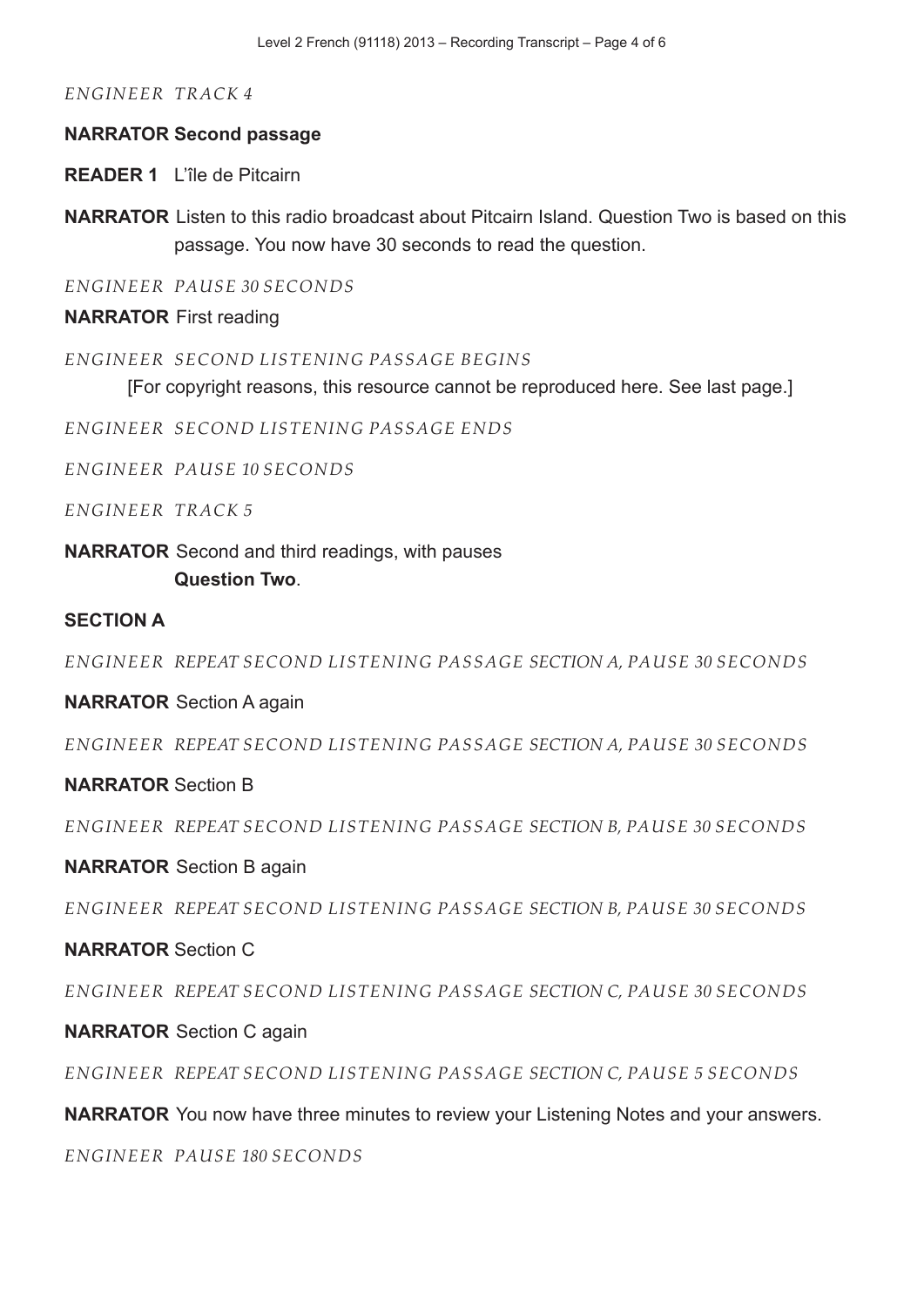*ENGINEER TRACK 4*

**NARRATOR Second passage**

**READER 1** L'île de Pitcairn

**NARRATOR** Listen to this radio broadcast about Pitcairn Island. Question Two is based on this passage. You now have 30 seconds to read the question.

*ENGINEER PAUSE 30 SECONDS*

**NARRATOR** First reading

*ENGINEER SECOND LISTENING PASSAGE BEGINS*

[For copyright reasons, this resource cannot be reproduced here. See last page.]

*ENGINEER SECOND LISTENING PASSAGE ENDS*

*ENGINEER PAUSE 10 SECONDS*

*ENGINEER TRACK 5*

**NARRATOR** Second and third readings, with pauses
**Question Two**.

**SECTION A**

*ENGINEER REPEAT SECOND LISTENING PASSAGE SECTION A, PAUSE 30 SECONDS*

**NARRATOR** Section A again

*ENGINEER REPEAT SECOND LISTENING PASSAGE SECTION A, PAUSE 30 SECONDS*

**NARRATOR** Section B

*ENGINEER REPEAT SECOND LISTENING PASSAGE SECTION B, PAUSE 30 SECONDS*

**NARRATOR** Section B again

*ENGINEER REPEAT SECOND LISTENING PASSAGE SECTION B, PAUSE 30 SECONDS*

**NARRATOR** Section C

*ENGINEER REPEAT SECOND LISTENING PASSAGE SECTION C, PAUSE 30 SECONDS*

**NARRATOR** Section C again

*ENGINEER REPEAT SECOND LISTENING PASSAGE SECTION C, PAUSE 5 SECONDS*

**NARRATOR** You now have three minutes to review your Listening Notes and your answers.

*ENGINEER PAUSE 180 SECONDS*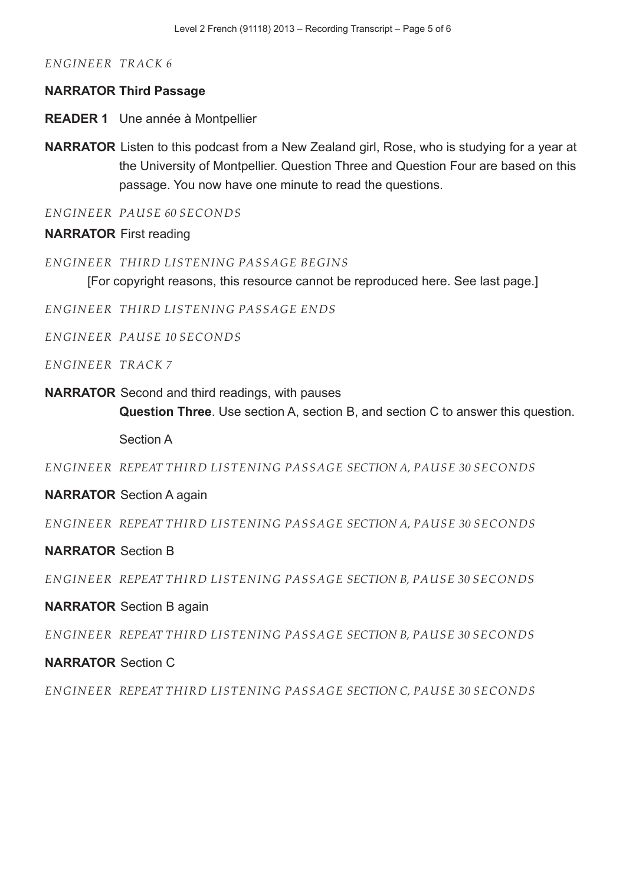*ENGINEER TRACK 6*

**NARRATOR Third Passage**

**READER 1** Une année à Montpellier

**NARRATOR** Listen to this podcast from a New Zealand girl, Rose, who is studying for a year at the University of Montpellier. Question Three and Question Four are based on this passage. You now have one minute to read the questions.

*ENGINEER PAUSE 60 SECONDS*

**NARRATOR** First reading

*ENGINEER THIRD LISTENING PASSAGE BEGINS*

[For copyright reasons, this resource cannot be reproduced here. See last page.]

*ENGINEER THIRD LISTENING PASSAGE ENDS*

*ENGINEER PAUSE 10 SECONDS*

*ENGINEER TRACK 7*

**NARRATOR** Second and third readings, with pauses

**Question Three**. Use section A, section B, and section C to answer this question.

Section A

*ENGINEER REPEAT THIRD LISTENING PASSAGE SECTION A, PAUSE 30 SECONDS*

**NARRATOR** Section A again

*ENGINEER REPEAT THIRD LISTENING PASSAGE SECTION A, PAUSE 30 SECONDS*

**NARRATOR** Section B

*ENGINEER REPEAT THIRD LISTENING PASSAGE SECTION B, PAUSE 30 SECONDS*

**NARRATOR** Section B again

*ENGINEER REPEAT THIRD LISTENING PASSAGE SECTION B, PAUSE 30 SECONDS*

**NARRATOR** Section C

*ENGINEER REPEAT THIRD LISTENING PASSAGE SECTION C, PAUSE 30 SECONDS*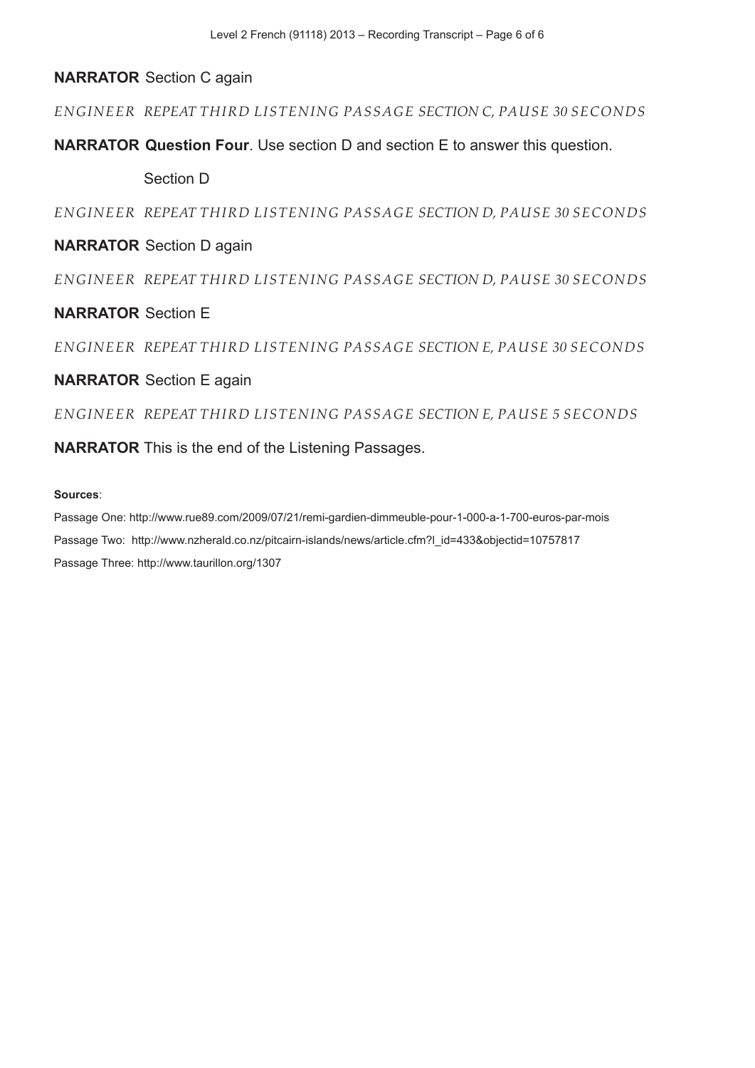**NARRATOR** Section C again

*ENGINEER REPEAT THIRD LISTENING PASSAGE SECTION C, PAUSE 30 SECONDS*

**NARRATOR Question Four**. Use section D and section E to answer this question.

Section D

*ENGINEER REPEAT THIRD LISTENING PASSAGE SECTION D, PAUSE 30 SECONDS*

**NARRATOR** Section D again

*ENGINEER REPEAT THIRD LISTENING PASSAGE SECTION D, PAUSE 30 SECONDS*

**NARRATOR** Section E

*ENGINEER REPEAT THIRD LISTENING PASSAGE SECTION E, PAUSE 30 SECONDS*

**NARRATOR** Section E again

*ENGINEER REPEAT THIRD LISTENING PASSAGE SECTION E, PAUSE 5 SECONDS*

**NARRATOR** This is the end of the Listening Passages.

**Sources**:

Passage One: http://www.rue89.com/2009/07/21/remi-gardien-dimmeuble-pour-1-000-a-1-700-euros-par-mois

Passage Two: http://www.nzherald.co.nz/pitcairn-islands/news/article.cfm?l_id=433&objectid=10757817

Passage Three: http://www.taurillon.org/1307